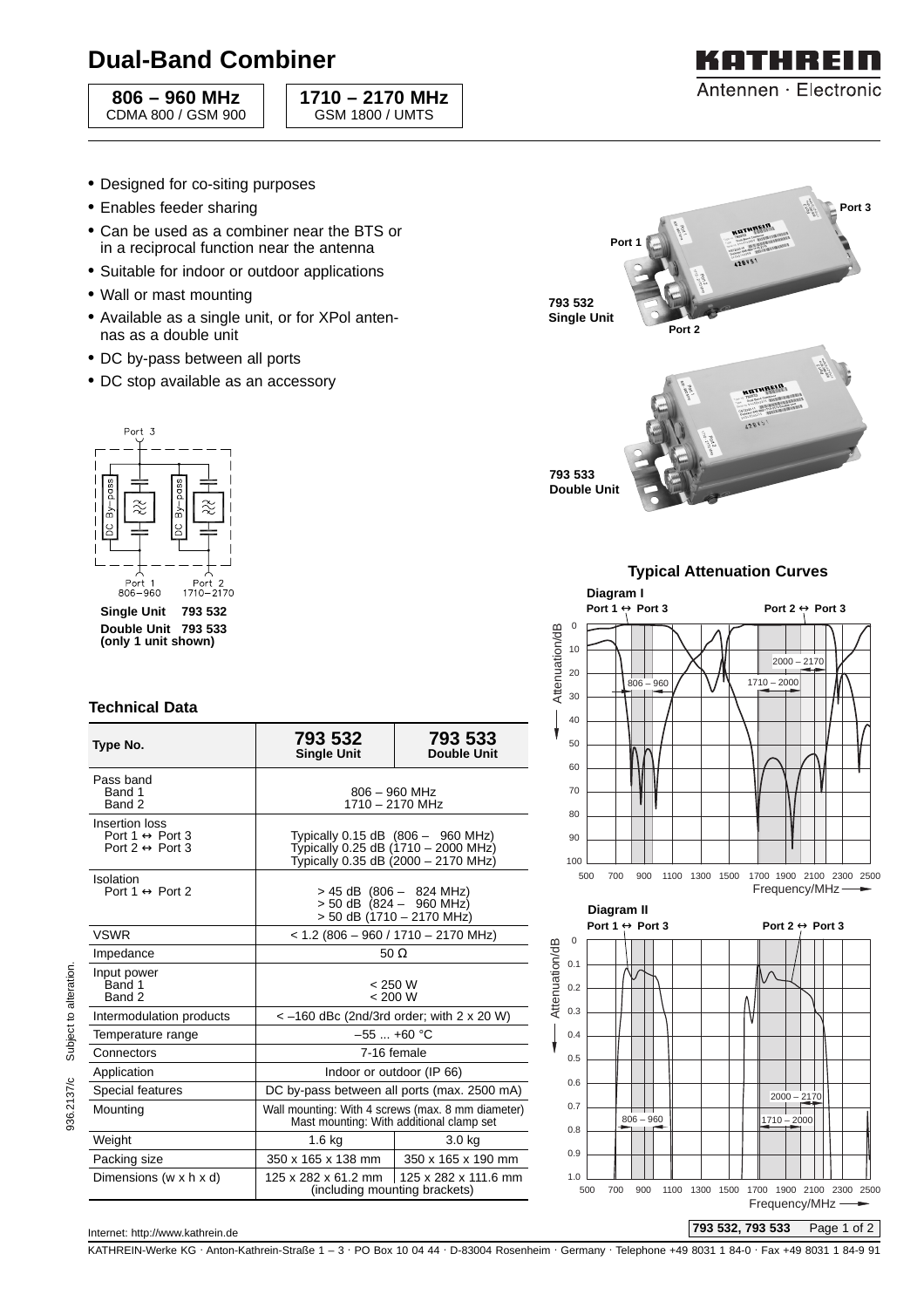# Dual-Band Combiner

**806 – 960 MHz**
CDMA 800 / GSM 900

**1710 – 2170 MHz**
GSM 1800 / UMTS

KATHREIN
Antennen · Electronic

- Designed for co-siting purposes
- Enables feeder sharing
- Can be used as a combiner near the BTS or in a reciprocal function near the antenna
- Suitable for indoor or outdoor applications
- Wall or mast mounting
- Available as a single unit, or for XPol antennas as a double unit
- DC by-pass between all ports
- DC stop available as an accessory

**793 532 Single Unit**

**793 533 Double Unit**

Port 3
Port 1 806–960
Port 2 1710–2170

**Single Unit 793 532**
**Double Unit 793 533**
**(only 1 unit shown)**

## Technical Data

| Type No. | 793 532 Single Unit | 793 533 Double Unit |
|---|---|---|
| Pass band<br>Band 1<br>Band 2 | 806 – 960 MHz<br>1710 – 2170 MHz | |
| Insertion loss<br>Port 1 ↔ Port 3<br>Port 2 ↔ Port 3 | Typically 0.15 dB (806 – 960 MHz)<br>Typically 0.25 dB (1710 – 2000 MHz)<br>Typically 0.35 dB (2000 – 2170 MHz) | |
| Isolation<br>Port 1 ↔ Port 2 | > 45 dB (806 – 824 MHz)<br>> 50 dB (824 – 960 MHz)<br>> 50 dB (1710 – 2170 MHz) | |
| VSWR | < 1.2 (806 – 960 / 1710 – 2170 MHz) | |
| Impedance | 50 Ω | |
| Input power<br>Band 1<br>Band 2 | < 250 W<br>< 200 W | |
| Intermodulation products | < –160 dBc (2nd/3rd order; with 2 x 20 W) | |
| Temperature range | –55 ... +60 °C | |
| Connectors | 7-16 female | |
| Application | Indoor or outdoor (IP 66) | |
| Special features | DC by-pass between all ports (max. 2500 mA) | |
| Mounting | Wall mounting: With 4 screws (max. 8 mm diameter)<br>Mast mounting: With additional clamp set | |
| Weight | 1.6 kg | 3.0 kg |
| Packing size | 350 x 165 x 138 mm | 350 x 165 x 190 mm |
| Dimensions (w x h x d) | 125 x 282 x 61.2 mm | 125 x 282 x 111.6 mm |
| | (including mounting brackets) | |

### Typical Attenuation Curves

**Diagram I**

Port 1 ↔ Port 3 — Port 2 ↔ Port 3
Attenuation/dB (0–100) vs. Frequency/MHz (500–2500); bands marked 806 – 960, 1710 – 2000, 2000 – 2170

**Diagram II**

Port 1 ↔ Port 3 — Port 2 ↔ Port 3
Attenuation/dB (0–1.0) vs. Frequency/MHz (500–2500); bands marked 806 – 960, 1710 – 2000, 2000 – 2170

936.2137/c Subject to alteration.

Internet: http://www.kathrein.de

793 532, 793 533

KATHREIN-Werke KG · Anton-Kathrein-Straße 1 – 3 · PO Box 10 04 44 · D-83004 Rosenheim · Germany · Telephone +49 8031 1 84-0 · Fax +49 8031 1 84-9 91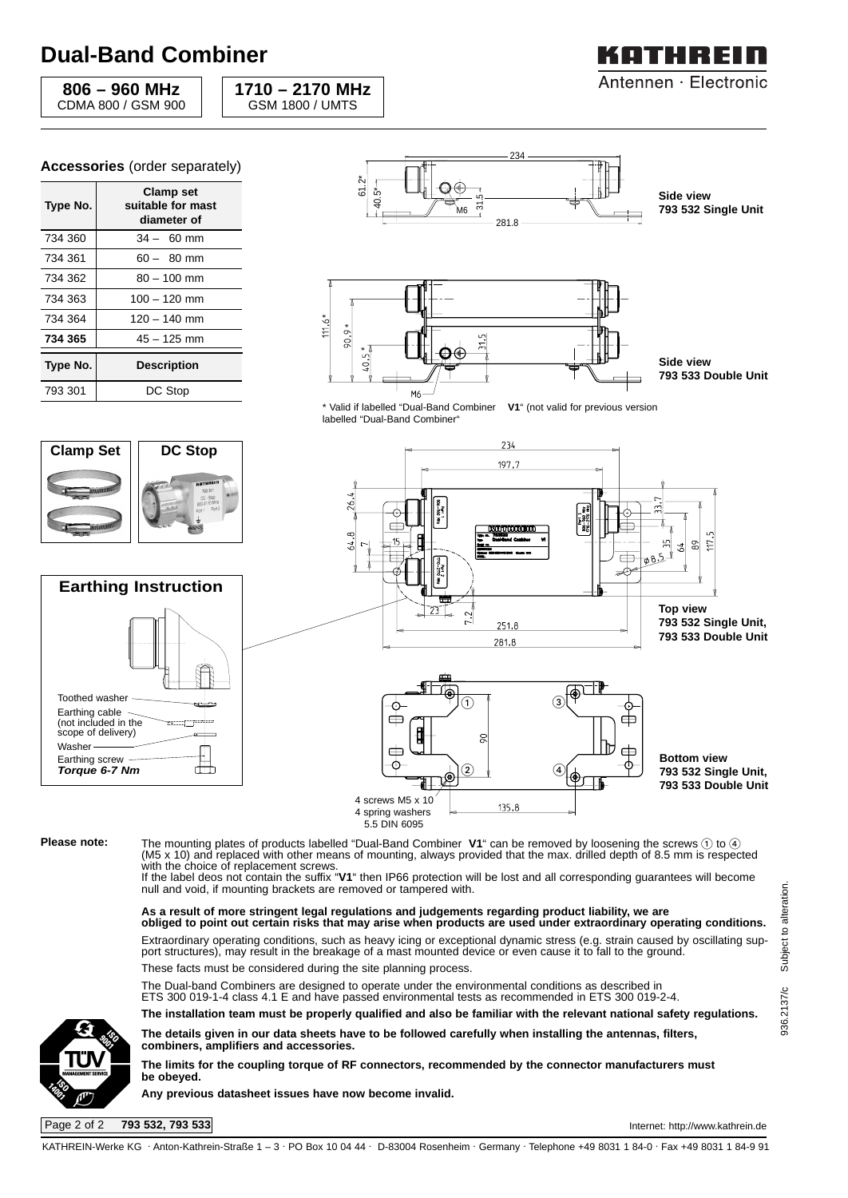# Dual-Band Combiner

**806 – 960 MHz**
CDMA 800 / GSM 900

**1710 – 2170 MHz**
GSM 1800 / UMTS

KATHREIN
Antennen · Electronic

**Accessories** (order separately)

| Type No. | Clamp set suitable for mast diameter of |
|---|---|
| 734 360 | 34 – 60 mm |
| 734 361 | 60 – 80 mm |
| 734 362 | 80 – 100 mm |
| 734 363 | 100 – 120 mm |
| 734 364 | 120 – 140 mm |
| **734 365** | 45 – 125 mm |

| Type No. | Description |
|---|---|
| 793 301 | DC Stop |

**Clamp Set**

**DC Stop**

**Earthing Instruction**

Toothed washer
Earthing cable (not included in the scope of delivery)
Washer
Earthing screw
***Torque 6-7 Nm***

**Side view**
**793 532 Single Unit**

**Side view**
**793 533 Double Unit**

\* Valid if labelled "Dual-Band Combiner **V1**" (not valid for previous version labelled "Dual-Band Combiner"

**Top view**
**793 532 Single Unit,**
**793 533 Double Unit**

**Bottom view**
**793 532 Single Unit,**
**793 533 Double Unit**

4 screws M5 x 10
4 spring washers
5.5 DIN 6095

**Please note:** The mounting plates of products labelled "Dual-Band Combiner **V1**" can be removed by loosening the screws ① to ④ (M5 x 10) and replaced with other means of mounting, always provided that the max. drilled depth of 8.5 mm is respected with the choice of replacement screws.
If the label deos not contain the suffix "**V1**" then IP66 protection will be lost and all corresponding guarantees will become null and void, if mounting brackets are removed or tampered with.

**As a result of more stringent legal regulations and judgements regarding product liability, we are obliged to point out certain risks that may arise when products are used under extraordinary operating conditions.**

Extraordinary operating conditions, such as heavy icing or exceptional dynamic stress (e.g. strain caused by oscillating support structures), may result in the breakage of a mast mounted device or even cause it to fall to the ground.

These facts must be considered during the site planning process.

The Dual-band Combiners are designed to operate under the environmental conditions as described in ETS 300 019-1-4 class 4.1 E and have passed environmental tests as recommended in ETS 300 019-2-4.

**The installation team must be properly qualified and also be familiar with the relevant national safety regulations.**

**The details given in our data sheets have to be followed carefully when installing the antennas, filters, combiners, amplifiers and accessories.**

**The limits for the coupling torque of RF connectors, recommended by the connector manufacturers must be obeyed.**

**Any previous datasheet issues have now become invalid.**

936.2137/c Subject to alteration.

**793 532, 793 533**

Internet: http://www.kathrein.de

KATHREIN-Werke KG · Anton-Kathrein-Straße 1 – 3 · PO Box 10 04 44 · D-83004 Rosenheim · Germany · Telephone +49 8031 1 84-0 · Fax +49 8031 1 84-9 91